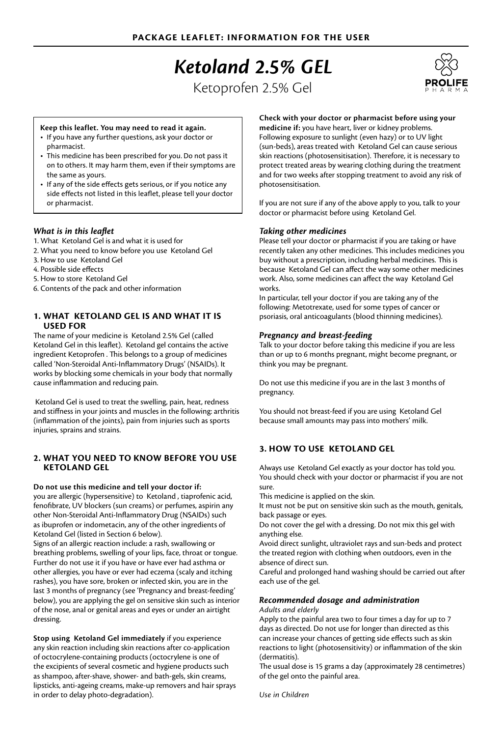**PACKAGE LEAFLET: INFORMATION FOR THE USER**

# *Ketoland 2.5% GEL*

Ketoprofen 2.5% Gel

PROLIFE PHARMA

**Keep this leaflet. You may need to read it again.**

- If you have any further questions, ask your doctor or pharmacist.
- This medicine has been prescribed for you. Do not pass it on to others. It may harm them, even if their symptoms are the same as yours.
- If any of the side effects gets serious, or if you notice any side effects not listed in this leaflet, please tell your doctor or pharmacist.

### *What is in this leaflet*

1. What Ketoland Gel is and what it is used for
2. What you need to know before you use Ketoland Gel
3. How to use Ketoland Gel
4. Possible side effects
5. How to store Ketoland Gel
6. Contents of the pack and other information

## 1. WHAT KETOLAND GEL IS AND WHAT IT IS USED FOR

The name of your medicine is Ketoland 2.5% Gel (called Ketoland Gel in this leaflet). Ketoland gel contains the active ingredient Ketoprofen . This belongs to a group of medicines called 'Non-Steroidal Anti-Inflammatory Drugs' (NSAIDs). It works by blocking some chemicals in your body that normally cause inflammation and reducing pain.

Ketoland Gel is used to treat the swelling, pain, heat, redness and stiffness in your joints and muscles in the following: arthritis (inflammation of the joints), pain from injuries such as sports injuries, sprains and strains.

## 2. WHAT YOU NEED TO KNOW BEFORE YOU USE KETOLAND GEL

**Do not use this medicine and tell your doctor if:**

you are allergic (hypersensitive) to Ketoland , tiaprofenic acid, fenofibrate, UV blockers (sun creams) or perfumes, aspirin any other Non-Steroidal Anti-Inflammatory Drug (NSAIDs) such as ibuprofen or indometacin, any of the other ingredients of Ketoland Gel (listed in Section 6 below).

Signs of an allergic reaction include: a rash, swallowing or breathing problems, swelling of your lips, face, throat or tongue. Further do not use it if you have or have ever had asthma or other allergies, you have or ever had eczema (scaly and itching rashes), you have sore, broken or infected skin, you are in the last 3 months of pregnancy (see 'Pregnancy and breast-feeding' below), you are applying the gel on sensitive skin such as interior of the nose, anal or genital areas and eyes or under an airtight dressing.

**Stop using Ketoland Gel immediately** if you experience any skin reaction including skin reactions after co-application of octocrylene-containing products (octocrylene is one of the excipients of several cosmetic and hygiene products such as shampoo, after-shave, shower- and bath-gels, skin creams, lipsticks, anti-ageing creams, make-up removers and hair sprays in order to delay photo-degradation).

**Check with your doctor or pharmacist before using your medicine if:** you have heart, liver or kidney problems. Following exposure to sunlight (even hazy) or to UV light (sun-beds), areas treated with Ketoland Gel can cause serious skin reactions (photosensitisation). Therefore, it is necessary to protect treated areas by wearing clothing during the treatment and for two weeks after stopping treatment to avoid any risk of photosensitisation.

If you are not sure if any of the above apply to you, talk to your doctor or pharmacist before using Ketoland Gel.

### *Taking other medicines*

Please tell your doctor or pharmacist if you are taking or have recently taken any other medicines. This includes medicines you buy without a prescription, including herbal medicines. This is because Ketoland Gel can affect the way some other medicines work. Also, some medicines can affect the way Ketoland Gel works.

In particular, tell your doctor if you are taking any of the following: Metotrexate, used for some types of cancer or psoriasis, oral anticoagulants (blood thinning medicines).

### *Pregnancy and breast-feeding*

Talk to your doctor before taking this medicine if you are less than or up to 6 months pregnant, might become pregnant, or think you may be pregnant.

Do not use this medicine if you are in the last 3 months of pregnancy.

You should not breast-feed if you are using Ketoland Gel because small amounts may pass into mothers' milk.

## 3. HOW TO USE KETOLAND GEL

Always use Ketoland Gel exactly as your doctor has told you. You should check with your doctor or pharmacist if you are not sure.

This medicine is applied on the skin.

It must not be put on sensitive skin such as the mouth, genitals, back passage or eyes.

Do not cover the gel with a dressing. Do not mix this gel with anything else.

Avoid direct sunlight, ultraviolet rays and sun-beds and protect the treated region with clothing when outdoors, even in the absence of direct sun.

Careful and prolonged hand washing should be carried out after each use of the gel.

### *Recommended dosage and administration*

*Adults and elderly*

Apply to the painful area two to four times a day for up to 7 days as directed. Do not use for longer than directed as this can increase your chances of getting side effects such as skin reactions to light (photosensitivity) or inflammation of the skin (dermatitis).

The usual dose is 15 grams a day (approximately 28 centimetres) of the gel onto the painful area.

*Use in Children*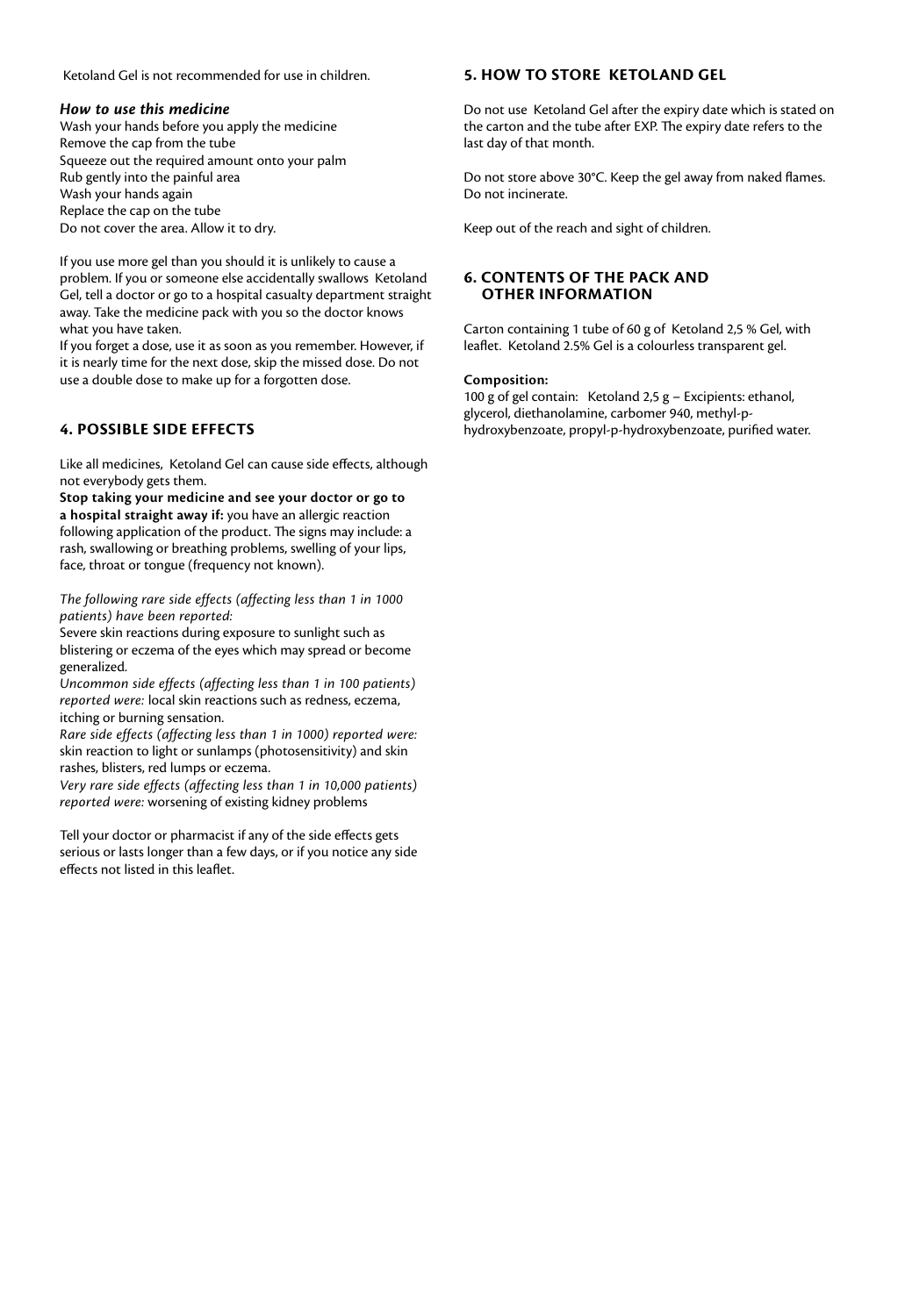Ketoland Gel is not recommended for use in children.

***How to use this medicine***

Wash your hands before you apply the medicine
Remove the cap from the tube
Squeeze out the required amount onto your palm
Rub gently into the painful area
Wash your hands again
Replace the cap on the tube
Do not cover the area. Allow it to dry.

If you use more gel than you should it is unlikely to cause a problem. If you or someone else accidentally swallows Ketoland Gel, tell a doctor or go to a hospital casualty department straight away. Take the medicine pack with you so the doctor knows what you have taken.
If you forget a dose, use it as soon as you remember. However, if it is nearly time for the next dose, skip the missed dose. Do not use a double dose to make up for a forgotten dose.

## 4. POSSIBLE SIDE EFFECTS

Like all medicines, Ketoland Gel can cause side effects, although not everybody gets them.
**Stop taking your medicine and see your doctor or go to a hospital straight away if:** you have an allergic reaction following application of the product. The signs may include: a rash, swallowing or breathing problems, swelling of your lips, face, throat or tongue (frequency not known).

*The following rare side effects (affecting less than 1 in 1000 patients) have been reported:*
Severe skin reactions during exposure to sunlight such as blistering or eczema of the eyes which may spread or become generalized.
*Uncommon side effects (affecting less than 1 in 100 patients) reported were:* local skin reactions such as redness, eczema, itching or burning sensation.
*Rare side effects (affecting less than 1 in 1000) reported were:* skin reaction to light or sunlamps (photosensitivity) and skin rashes, blisters, red lumps or eczema.
*Very rare side effects (affecting less than 1 in 10,000 patients) reported were:* worsening of existing kidney problems

Tell your doctor or pharmacist if any of the side effects gets serious or lasts longer than a few days, or if you notice any side effects not listed in this leaflet.

## 5. HOW TO STORE KETOLAND GEL

Do not use Ketoland Gel after the expiry date which is stated on the carton and the tube after EXP. The expiry date refers to the last day of that month.

Do not store above 30°C. Keep the gel away from naked flames. Do not incinerate.

Keep out of the reach and sight of children.

## 6. CONTENTS OF THE PACK AND OTHER INFORMATION

Carton containing 1 tube of 60 g of Ketoland 2,5 % Gel, with leaflet. Ketoland 2.5% Gel is a colourless transparent gel.

**Composition:**
100 g of gel contain: Ketoland 2,5 g – Excipients: ethanol, glycerol, diethanolamine, carbomer 940, methyl-p-hydroxybenzoate, propyl-p-hydroxybenzoate, purified water.